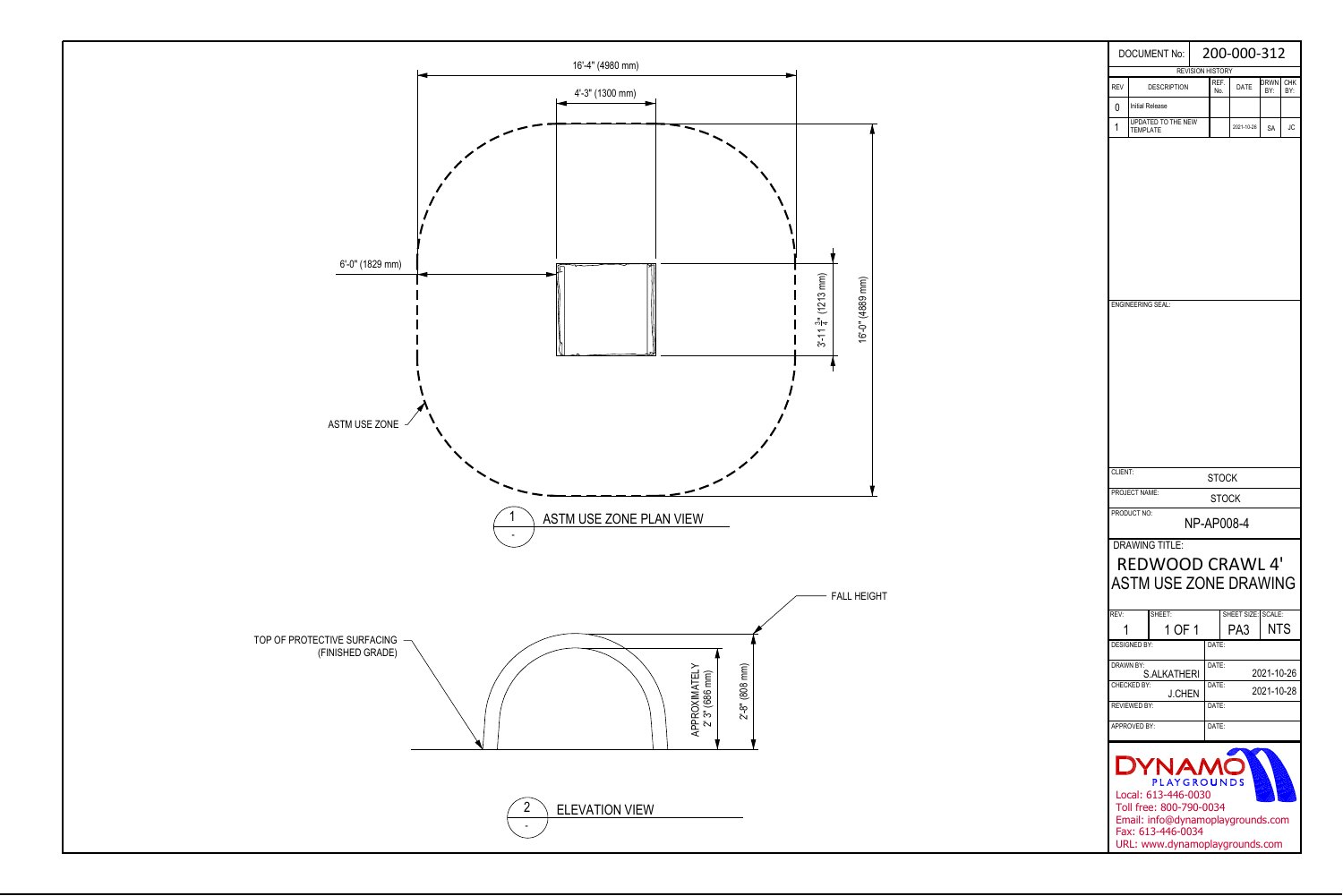## 1 ASTM USE ZONE PLAN VIEW

16'-4" (4980 mm)

4'-3" (1300 mm)

6'-0" (1829 mm)

3'-11 $\frac{3}{4}$" (1213 mm)

16'-0" (4889 mm)

ASTM USE ZONE

## 2 ELEVATION VIEW

FALL HEIGHT

TOP OF PROTECTIVE SURFACING (FINISHED GRADE)

APPROXIMATELY 2' 3" (686 mm)

2'-8" (808 mm)

---

DOCUMENT No: 200-000-312

REVISION HISTORY

| REV | DESCRIPTION | REF. No. | DATE | DRWN BY: | CHK BY: |
|---|---|---|---|---|---|
| 0 | Initial Release | | | | |
| 1 | UPDATED TO THE NEW TEMPLATE | | 2021-10-26 | SA | JC |

ENGINEERING SEAL:

CLIENT: STOCK

PROJECT NAME: STOCK

PRODUCT NO: NP-AP008-4

DRAWING TITLE:

# REDWOOD CRAWL 4' ASTM USE ZONE DRAWING

| REV: | SHEET: | SHEET SIZE | SCALE: |
|---|---|---|---|
| 1 | 1 OF 1 | PA3 | NTS |

| | |
|---|---|
| DESIGNED BY: | DATE: |
| DRAWN BY: S.ALKATHERI | DATE: 2021-10-26 |
| CHECKED BY: J.CHEN | DATE: 2021-10-28 |
| REVIEWED BY: | DATE: |
| APPROVED BY: | DATE: |

DYNAMO PLAYGROUNDS

Local: 613-446-0030
Toll free: 800-790-0034
Email: info@dynamoplaygrounds.com
Fax: 613-446-0034
URL: www.dynamoplaygrounds.com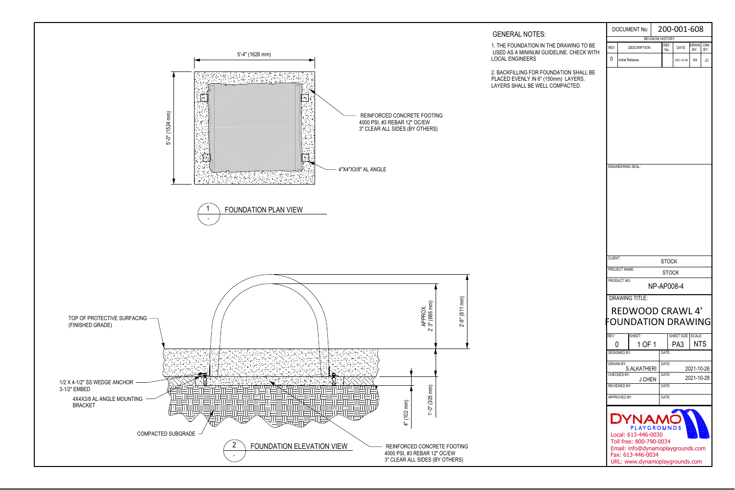5'-4" (1626 mm)

5'-0" (1524 mm)

REINFORCED CONCRETE FOOTING
4000 PSI. #3 REBAR 12" OC/EW
3" CLEAR ALL SIDES (BY OTHERS)

4"X4"X3/8" AL ANGLE

1 FOUNDATION PLAN VIEW

TOP OF PROTECTIVE SURFACING
(FINISHED GRADE)

APPROX.
2' 3" (686 mm)

2'-8" (811 mm)

1/2 X 4-1/2" SS WEDGE ANCHOR
3-1/2" EMBED

4X4X3/8 AL ANGLE MOUNTING
BRACKET

COMPACTED SUBGRADE

4" (102 mm)

1'-0" (305 mm)

2 FOUNDATION ELEVATION VIEW

REINFORCED CONCRETE FOOTING
4000 PSI, #3 REBAR 12" OC/EW
3" CLEAR ALL SIDES (BY OTHERS)

## GENERAL NOTES:

1. THE FOUNDATION IN THE DRAWING TO BE USED AS A MININUM GUIDELINE. CHECK WITH LOCAL ENGINEERS

2. BACKFILLING FOR FOUNDATION SHALL BE PLACED EVENLY IN 6" (150mm) LAYERS. LAYERS SHALL BE WELL COMPACTED.

DOCUMENT No: 200-001-608

REVISION HISTORY

| REV | DESCRIPTION | REF. No. | DATE | DRWN BY: | CHK BY: |
|---|---|---|---|---|---|
| 0 | Initial Release. | | 2021-10-26 | SA | JC |

ENGINEERING SEAL:

CLIENT: STOCK

PROJECT NAME: STOCK

PRODUCT NO: NP-AP008-4

DRAWING TITLE:

# REDWOOD CRAWL 4' FOUNDATION DRAWING

| REV: | SHEET: | SHEET SIZE: | SCALE: |
|---|---|---|---|
| 0 | 1 OF 1 | PA3 | NTS |

| | | |
|---|---|---|
| DESIGNED BY: | | DATE: |
| DRAWN BY: | S.ALKATHERI | DATE: 2021-10-26 |
| CHECKED BY: | J.CHEN | DATE: 2021-10-28 |
| REVIEWED BY: | | DATE: |
| APPROVED BY: | | DATE: |

DYNAMO PLAYGROUNDS

Local: 613-446-0030
Toll free: 800-790-0034
Email: info@dynamoplaygrounds.com
Fax: 613-446-0034
URL: www.dynamoplaygrounds.com